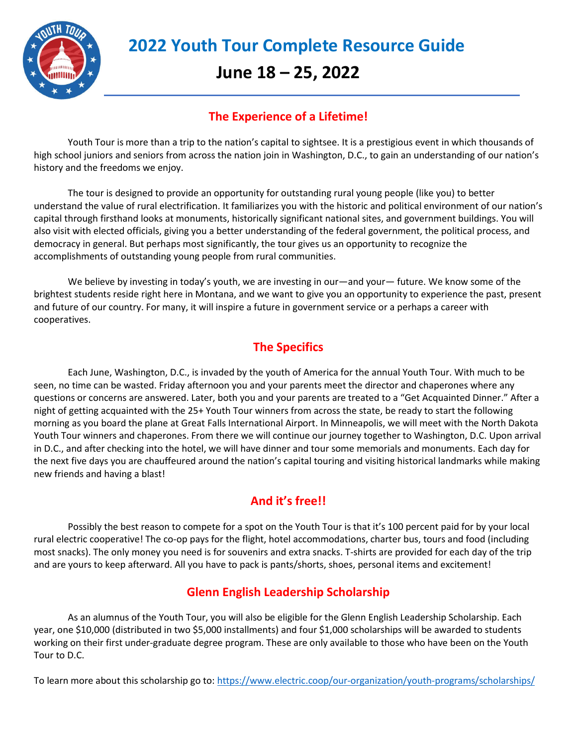# 2022 Youth Tour Complete Resource Guide

## June 18 – 25, 2022

### The Experience of a Lifetime!

Youth Tour is more than a trip to the nation's capital to sightsee. It is a prestigious event in which thousands of high school juniors and seniors from across the nation join in Washington, D.C., to gain an understanding of our nation's history and the freedoms we enjoy.

The tour is designed to provide an opportunity for outstanding rural young people (like you) to better understand the value of rural electrification. It familiarizes you with the historic and political environment of our nation's capital through firsthand looks at monuments, historically significant national sites, and government buildings. You will also visit with elected officials, giving you a better understanding of the federal government, the political process, and democracy in general. But perhaps most significantly, the tour gives us an opportunity to recognize the accomplishments of outstanding young people from rural communities.

We believe by investing in today's youth, we are investing in our—and your— future. We know some of the brightest students reside right here in Montana, and we want to give you an opportunity to experience the past, present and future of our country. For many, it will inspire a future in government service or a perhaps a career with cooperatives.

### The Specifics

Each June, Washington, D.C., is invaded by the youth of America for the annual Youth Tour. With much to be seen, no time can be wasted. Friday afternoon you and your parents meet the director and chaperones where any questions or concerns are answered. Later, both you and your parents are treated to a "Get Acquainted Dinner." After a night of getting acquainted with the 25+ Youth Tour winners from across the state, be ready to start the following morning as you board the plane at Great Falls International Airport. In Minneapolis, we will meet with the North Dakota Youth Tour winners and chaperones. From there we will continue our journey together to Washington, D.C. Upon arrival in D.C., and after checking into the hotel, we will have dinner and tour some memorials and monuments. Each day for the next five days you are chauffeured around the nation's capital touring and visiting historical landmarks while making new friends and having a blast!

### And it's free!!

Possibly the best reason to compete for a spot on the Youth Tour is that it's 100 percent paid for by your local rural electric cooperative! The co-op pays for the flight, hotel accommodations, charter bus, tours and food (including most snacks). The only money you need is for souvenirs and extra snacks. T-shirts are provided for each day of the trip and are yours to keep afterward. All you have to pack is pants/shorts, shoes, personal items and excitement!

### Glenn English Leadership Scholarship

As an alumnus of the Youth Tour, you will also be eligible for the Glenn English Leadership Scholarship. Each year, one $10,000 (distributed in two $5,000 installments) and four $1,000 scholarships will be awarded to students working on their first under-graduate degree program. These are only available to those who have been on the Youth Tour to D.C.

To learn more about this scholarship go to: https://www.electric.coop/our-organization/youth-programs/scholarships/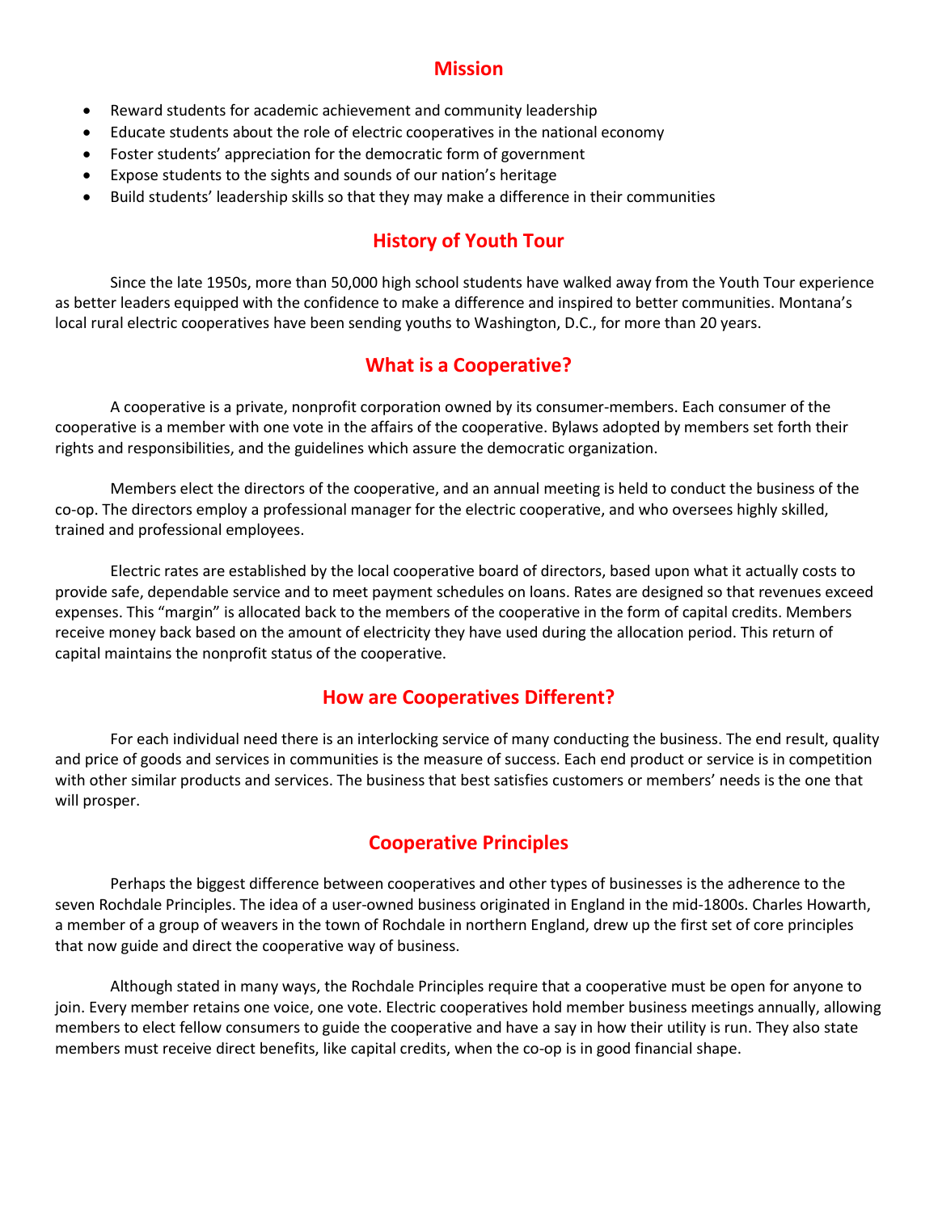## Mission

- Reward students for academic achievement and community leadership
- Educate students about the role of electric cooperatives in the national economy
- Foster students' appreciation for the democratic form of government
- Expose students to the sights and sounds of our nation's heritage
- Build students' leadership skills so that they may make a difference in their communities

## History of Youth Tour

Since the late 1950s, more than 50,000 high school students have walked away from the Youth Tour experience as better leaders equipped with the confidence to make a difference and inspired to better communities. Montana's local rural electric cooperatives have been sending youths to Washington, D.C., for more than 20 years.

## What is a Cooperative?

A cooperative is a private, nonprofit corporation owned by its consumer-members. Each consumer of the cooperative is a member with one vote in the affairs of the cooperative. Bylaws adopted by members set forth their rights and responsibilities, and the guidelines which assure the democratic organization.

Members elect the directors of the cooperative, and an annual meeting is held to conduct the business of the co-op. The directors employ a professional manager for the electric cooperative, and who oversees highly skilled, trained and professional employees.

Electric rates are established by the local cooperative board of directors, based upon what it actually costs to provide safe, dependable service and to meet payment schedules on loans. Rates are designed so that revenues exceed expenses. This "margin" is allocated back to the members of the cooperative in the form of capital credits. Members receive money back based on the amount of electricity they have used during the allocation period. This return of capital maintains the nonprofit status of the cooperative.

## How are Cooperatives Different?

For each individual need there is an interlocking service of many conducting the business. The end result, quality and price of goods and services in communities is the measure of success. Each end product or service is in competition with other similar products and services. The business that best satisfies customers or members' needs is the one that will prosper.

## Cooperative Principles

Perhaps the biggest difference between cooperatives and other types of businesses is the adherence to the seven Rochdale Principles. The idea of a user-owned business originated in England in the mid-1800s. Charles Howarth, a member of a group of weavers in the town of Rochdale in northern England, drew up the first set of core principles that now guide and direct the cooperative way of business.

Although stated in many ways, the Rochdale Principles require that a cooperative must be open for anyone to join. Every member retains one voice, one vote. Electric cooperatives hold member business meetings annually, allowing members to elect fellow consumers to guide the cooperative and have a say in how their utility is run. They also state members must receive direct benefits, like capital credits, when the co-op is in good financial shape.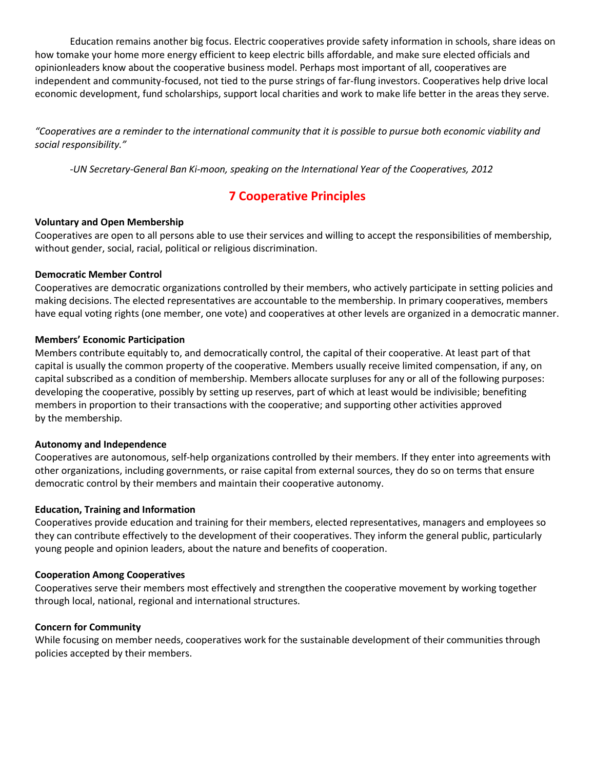Education remains another big focus. Electric cooperatives provide safety information in schools, share ideas on how tomake your home more energy efficient to keep electric bills affordable, and make sure elected officials and opinionleaders know about the cooperative business model. Perhaps most important of all, cooperatives are independent and community-focused, not tied to the purse strings of far-flung investors. Cooperatives help drive local economic development, fund scholarships, support local charities and work to make life better in the areas they serve.

*"Cooperatives are a reminder to the international community that it is possible to pursue both economic viability and social responsibility."*

*-UN Secretary-General Ban Ki-moon, speaking on the International Year of the Cooperatives, 2012*

## 7 Cooperative Principles

**Voluntary and Open Membership**
Cooperatives are open to all persons able to use their services and willing to accept the responsibilities of membership, without gender, social, racial, political or religious discrimination.

**Democratic Member Control**
Cooperatives are democratic organizations controlled by their members, who actively participate in setting policies and making decisions. The elected representatives are accountable to the membership. In primary cooperatives, members have equal voting rights (one member, one vote) and cooperatives at other levels are organized in a democratic manner.

**Members' Economic Participation**
Members contribute equitably to, and democratically control, the capital of their cooperative. At least part of that capital is usually the common property of the cooperative. Members usually receive limited compensation, if any, on capital subscribed as a condition of membership. Members allocate surpluses for any or all of the following purposes: developing the cooperative, possibly by setting up reserves, part of which at least would be indivisible; benefiting members in proportion to their transactions with the cooperative; and supporting other activities approved by the membership.

**Autonomy and Independence**
Cooperatives are autonomous, self-help organizations controlled by their members. If they enter into agreements with other organizations, including governments, or raise capital from external sources, they do so on terms that ensure democratic control by their members and maintain their cooperative autonomy.

**Education, Training and Information**
Cooperatives provide education and training for their members, elected representatives, managers and employees so they can contribute effectively to the development of their cooperatives. They inform the general public, particularly young people and opinion leaders, about the nature and benefits of cooperation.

**Cooperation Among Cooperatives**
Cooperatives serve their members most effectively and strengthen the cooperative movement by working together through local, national, regional and international structures.

**Concern for Community**
While focusing on member needs, cooperatives work for the sustainable development of their communities through policies accepted by their members.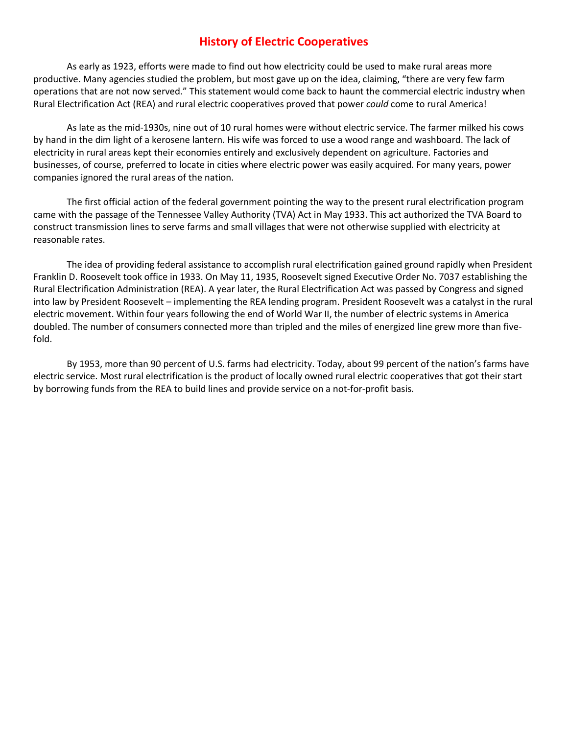# History of Electric Cooperatives

As early as 1923, efforts were made to find out how electricity could be used to make rural areas more productive. Many agencies studied the problem, but most gave up on the idea, claiming, "there are very few farm operations that are not now served." This statement would come back to haunt the commercial electric industry when Rural Electrification Act (REA) and rural electric cooperatives proved that power *could* come to rural America!

As late as the mid-1930s, nine out of 10 rural homes were without electric service. The farmer milked his cows by hand in the dim light of a kerosene lantern. His wife was forced to use a wood range and washboard. The lack of electricity in rural areas kept their economies entirely and exclusively dependent on agriculture. Factories and businesses, of course, preferred to locate in cities where electric power was easily acquired. For many years, power companies ignored the rural areas of the nation.

The first official action of the federal government pointing the way to the present rural electrification program came with the passage of the Tennessee Valley Authority (TVA) Act in May 1933. This act authorized the TVA Board to construct transmission lines to serve farms and small villages that were not otherwise supplied with electricity at reasonable rates.

The idea of providing federal assistance to accomplish rural electrification gained ground rapidly when President Franklin D. Roosevelt took office in 1933. On May 11, 1935, Roosevelt signed Executive Order No. 7037 establishing the Rural Electrification Administration (REA). A year later, the Rural Electrification Act was passed by Congress and signed into law by President Roosevelt – implementing the REA lending program. President Roosevelt was a catalyst in the rural electric movement. Within four years following the end of World War II, the number of electric systems in America doubled. The number of consumers connected more than tripled and the miles of energized line grew more than five-fold.

By 1953, more than 90 percent of U.S. farms had electricity. Today, about 99 percent of the nation's farms have electric service. Most rural electrification is the product of locally owned rural electric cooperatives that got their start by borrowing funds from the REA to build lines and provide service on a not-for-profit basis.